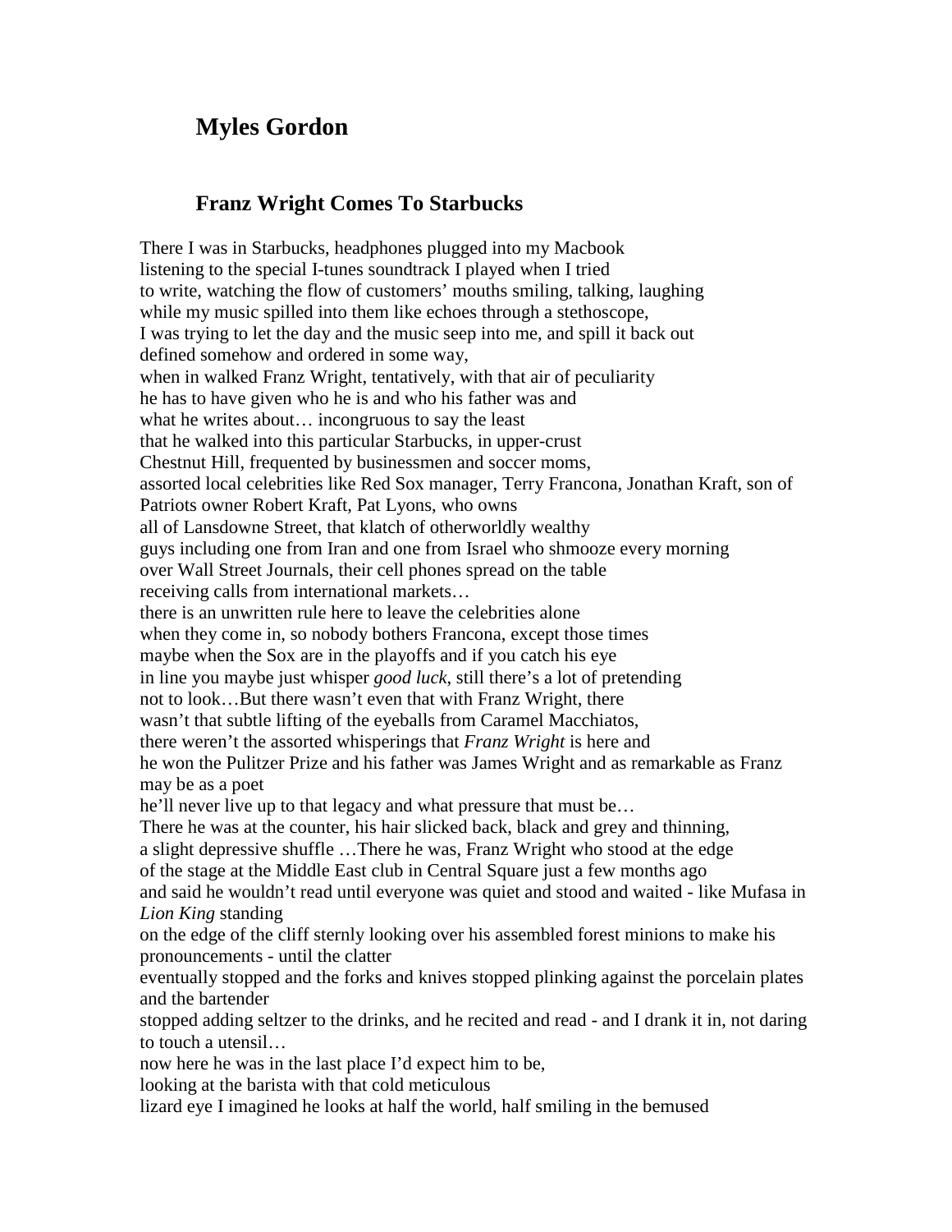## Myles Gordon

### Franz Wright Comes To Starbucks

There I was in Starbucks, headphones plugged into my Macbook
listening to the special I-tunes soundtrack I played when I tried
to write, watching the flow of customers' mouths smiling, talking, laughing
while my music spilled into them like echoes through a stethoscope,
I was trying to let the day and the music seep into me, and spill it back out
defined somehow and ordered in some way,
when in walked Franz Wright, tentatively, with that air of peculiarity
he has to have given who he is and who his father was and
what he writes about… incongruous to say the least
that he walked into this particular Starbucks, in upper-crust
Chestnut Hill, frequented by businessmen and soccer moms,
assorted local celebrities like Red Sox manager, Terry Francona, Jonathan Kraft, son of Patriots owner Robert Kraft, Pat Lyons, who owns
all of Lansdowne Street, that klatch of otherworldly wealthy
guys including one from Iran and one from Israel who shmooze every morning
over Wall Street Journals, their cell phones spread on the table
receiving calls from international markets…
there is an unwritten rule here to leave the celebrities alone
when they come in, so nobody bothers Francona, except those times
maybe when the Sox are in the playoffs and if you catch his eye
in line you maybe just whisper *good luck*, still there's a lot of pretending
not to look…But there wasn't even that with Franz Wright, there
wasn't that subtle lifting of the eyeballs from Caramel Macchiatos,
there weren't the assorted whisperings that *Franz Wright* is here and
he won the Pulitzer Prize and his father was James Wright and as remarkable as Franz may be as a poet
he'll never live up to that legacy and what pressure that must be…
There he was at the counter, his hair slicked back, black and grey and thinning,
a slight depressive shuffle …There he was, Franz Wright who stood at the edge
of the stage at the Middle East club in Central Square just a few months ago
and said he wouldn't read until everyone was quiet and stood and waited - like Mufasa in *Lion King* standing
on the edge of the cliff sternly looking over his assembled forest minions to make his pronouncements - until the clatter
eventually stopped and the forks and knives stopped plinking against the porcelain plates and the bartender
stopped adding seltzer to the drinks, and he recited and read - and I drank it in, not daring to touch a utensil…
now here he was in the last place I'd expect him to be,
looking at the barista with that cold meticulous
lizard eye I imagined he looks at half the world, half smiling in the bemused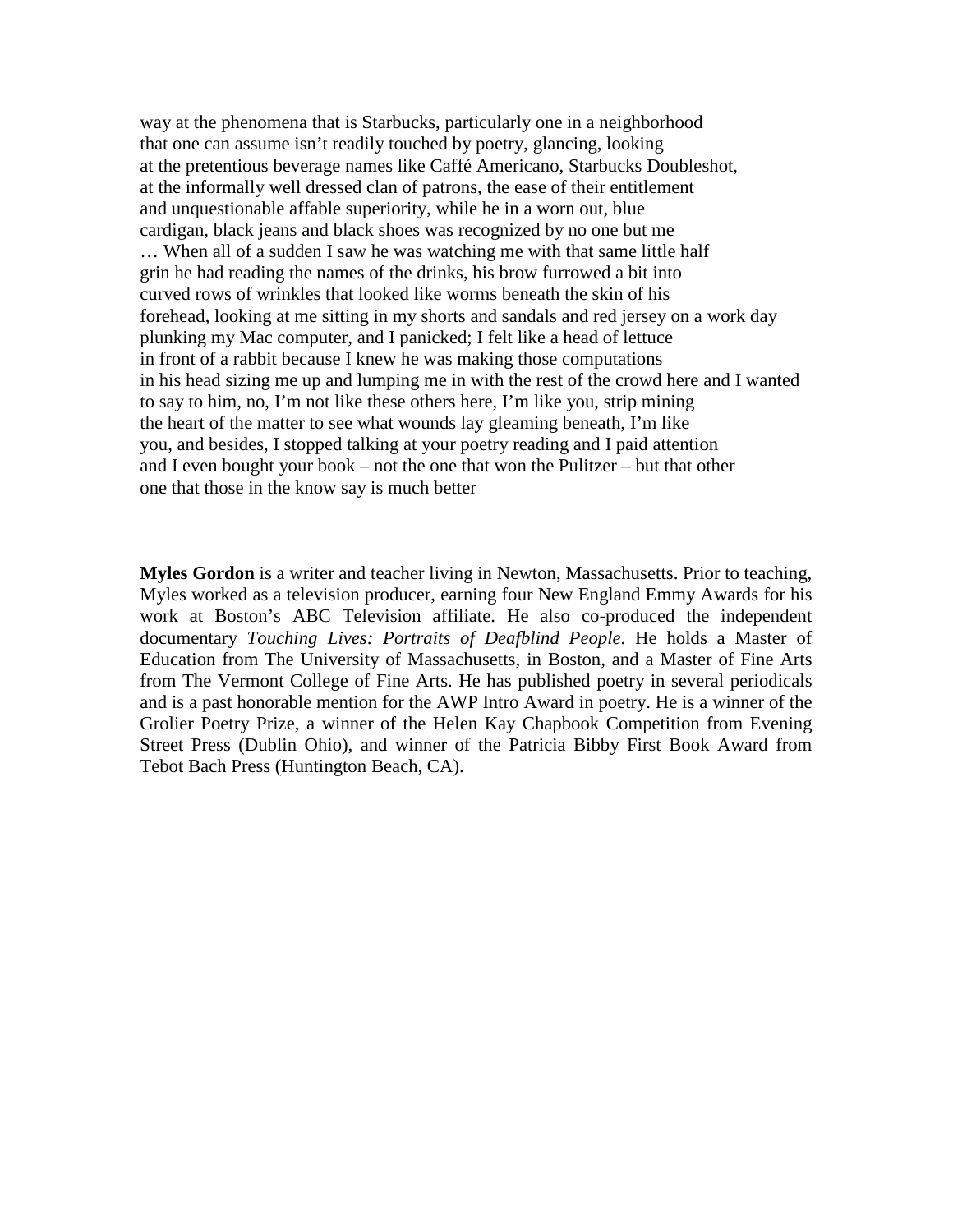way at the phenomena that is Starbucks, particularly one in a neighborhood
that one can assume isn't readily touched by poetry, glancing, looking
at the pretentious beverage names like Caffé Americano, Starbucks Doubleshot,
at the informally well dressed clan of patrons, the ease of their entitlement
and unquestionable affable superiority, while he in a worn out, blue
cardigan, black jeans and black shoes was recognized by no one but me
… When all of a sudden I saw he was watching me with that same little half
grin he had reading the names of the drinks, his brow furrowed a bit into
curved rows of wrinkles that looked like worms beneath the skin of his
forehead, looking at me sitting in my shorts and sandals and red jersey on a work day
plunking my Mac computer, and I panicked; I felt like a head of lettuce
in front of a rabbit because I knew he was making those computations
in his head sizing me up and lumping me in with the rest of the crowd here and I wanted
to say to him, no, I'm not like these others here, I'm like you, strip mining
the heart of the matter to see what wounds lay gleaming beneath, I'm like
you, and besides, I stopped talking at your poetry reading and I paid attention
and I even bought your book – not the one that won the Pulitzer – but that other
one that those in the know say is much better

**Myles Gordon** is a writer and teacher living in Newton, Massachusetts. Prior to teaching, Myles worked as a television producer, earning four New England Emmy Awards for his work at Boston's ABC Television affiliate. He also co-produced the independent documentary *Touching Lives: Portraits of Deafblind People*. He holds a Master of Education from The University of Massachusetts, in Boston, and a Master of Fine Arts from The Vermont College of Fine Arts. He has published poetry in several periodicals and is a past honorable mention for the AWP Intro Award in poetry. He is a winner of the Grolier Poetry Prize, a winner of the Helen Kay Chapbook Competition from Evening Street Press (Dublin Ohio), and winner of the Patricia Bibby First Book Award from Tebot Bach Press (Huntington Beach, CA).